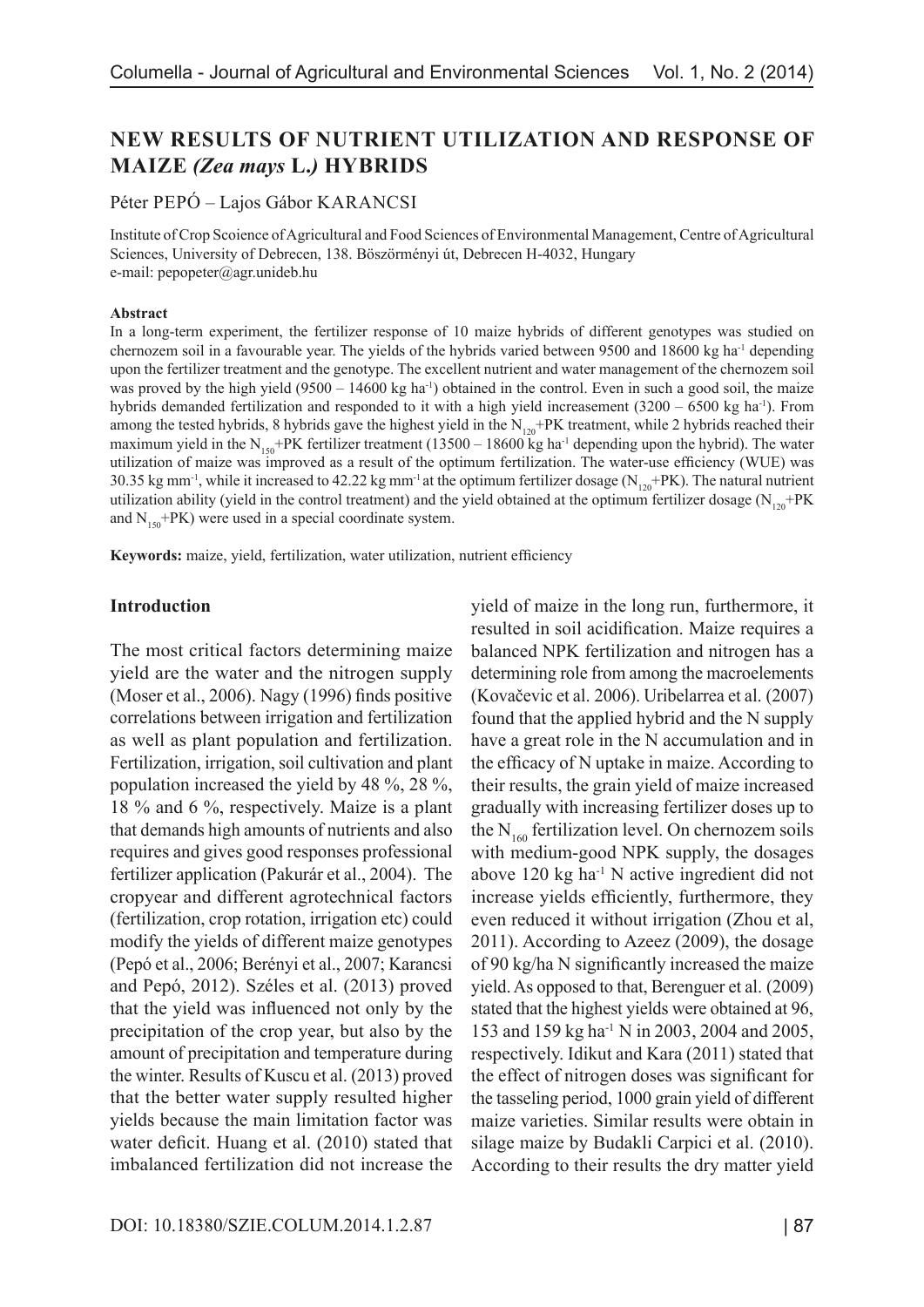# NEW RESULTS OF NUTRIENT UTILIZATION AND RESPONSE OF MAIZE *(Zea mays* L.*)* HYBRIDS

Péter PEPÓ – Lajos Gábor KARANCSI

Institute of Crop Scoience of Agricultural and Food Sciences of Environmental Management, Centre of Agricultural Sciences, University of Debrecen, 138. Böszörményi út, Debrecen H-4032, Hungary
e-mail: pepopeter@agr.unideb.hu

#### Abstract

In a long-term experiment, the fertilizer response of 10 maize hybrids of different genotypes was studied on chernozem soil in a favourable year. The yields of the hybrids varied between 9500 and 18600 kg ha$^{-1}$ depending upon the fertilizer treatment and the genotype. The excellent nutrient and water management of the chernozem soil was proved by the high yield (9500 – 14600 kg ha$^{-1}$) obtained in the control. Even in such a good soil, the maize hybrids demanded fertilization and responded to it with a high yield increasement (3200 – 6500 kg ha$^{-1}$). From among the tested hybrids, 8 hybrids gave the highest yield in the $N_{120}$+PK treatment, while 2 hybrids reached their maximum yield in the $N_{150}$+PK fertilizer treatment (13500 – 18600 kg ha$^{-1}$ depending upon the hybrid). The water utilization of maize was improved as a result of the optimum fertilization. The water-use efficiency (WUE) was 30.35 kg mm$^{-1}$, while it increased to 42.22 kg mm$^{-1}$ at the optimum fertilizer dosage ($N_{120}$+PK). The natural nutrient utilization ability (yield in the control treatment) and the yield obtained at the optimum fertilizer dosage ($N_{120}$+PK and $N_{150}$+PK) were used in a special coordinate system.

**Keywords:** maize, yield, fertilization, water utilization, nutrient efficiency

## Introduction

The most critical factors determining maize yield are the water and the nitrogen supply (Moser et al., 2006). Nagy (1996) finds positive correlations between irrigation and fertilization as well as plant population and fertilization. Fertilization, irrigation, soil cultivation and plant population increased the yield by 48 %, 28 %, 18 % and 6 %, respectively. Maize is a plant that demands high amounts of nutrients and also requires and gives good responses professional fertilizer application (Pakurár et al., 2004). The cropyear and different agrotechnical factors (fertilization, crop rotation, irrigation etc) could modify the yields of different maize genotypes (Pepó et al., 2006; Berényi et al., 2007; Karancsi and Pepó, 2012). Széles et al. (2013) proved that the yield was influenced not only by the precipitation of the crop year, but also by the amount of precipitation and temperature during the winter. Results of Kuscu et al. (2013) proved that the better water supply resulted higher yields because the main limitation factor was water deficit. Huang et al. (2010) stated that imbalanced fertilization did not increase the yield of maize in the long run, furthermore, it resulted in soil acidification. Maize requires a balanced NPK fertilization and nitrogen has a determining role from among the macroelements (Kovačevic et al. 2006). Uribelarrea et al. (2007) found that the applied hybrid and the N supply have a great role in the N accumulation and in the efficacy of N uptake in maize. According to their results, the grain yield of maize increased gradually with increasing fertilizer doses up to the $N_{160}$ fertilization level. On chernozem soils with medium-good NPK supply, the dosages above 120 kg ha$^{-1}$ N active ingredient did not increase yields efficiently, furthermore, they even reduced it without irrigation (Zhou et al, 2011). According to Azeez (2009), the dosage of 90 kg/ha N significantly increased the maize yield. As opposed to that, Berenguer et al. (2009) stated that the highest yields were obtained at 96, 153 and 159 kg ha$^{-1}$ N in 2003, 2004 and 2005, respectively. Idikut and Kara (2011) stated that the effect of nitrogen doses was significant for the tasseling period, 1000 grain yield of different maize varieties. Similar results were obtain in silage maize by Budakli Carpici et al. (2010). According to their results the dry matter yield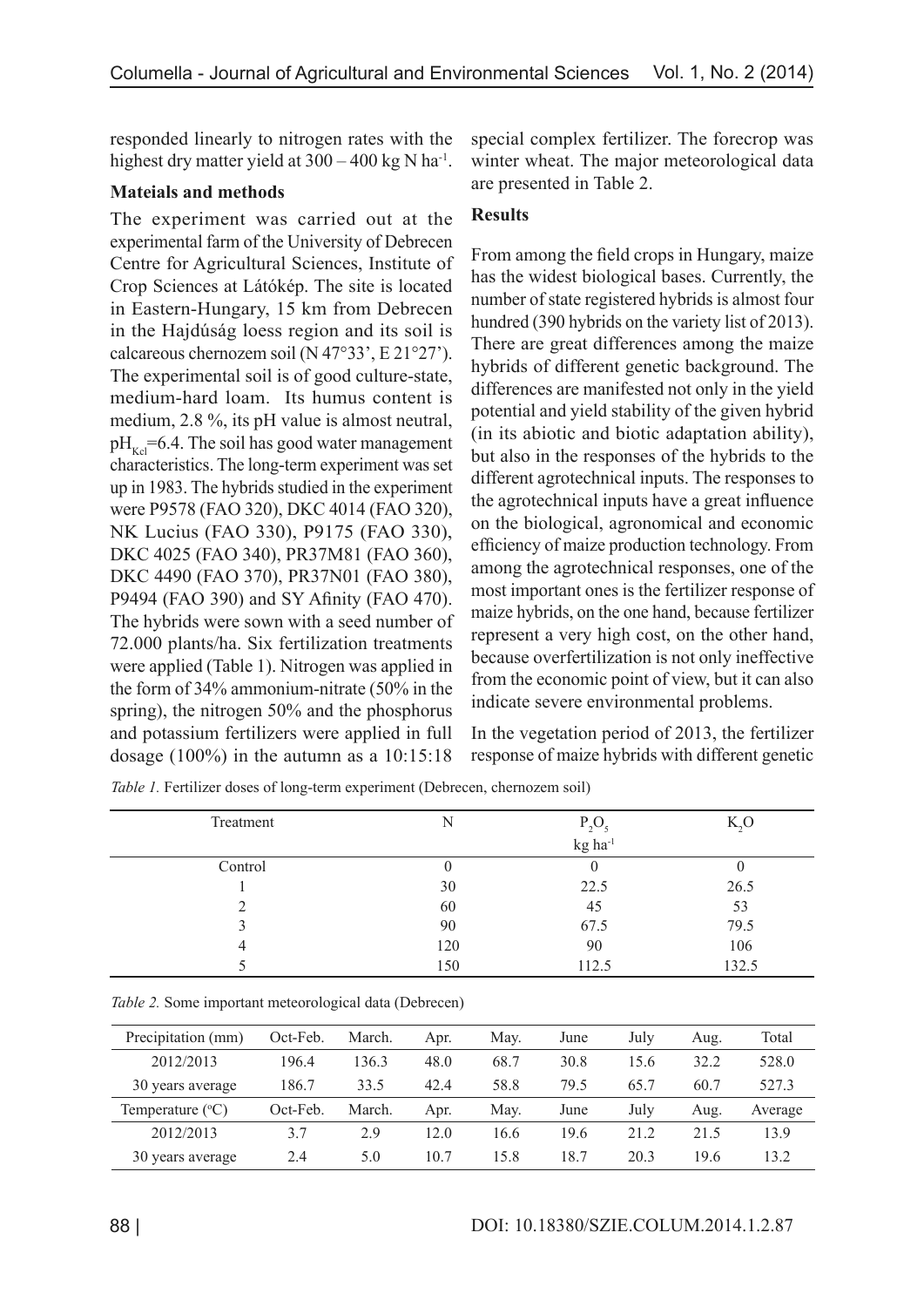responded linearly to nitrogen rates with the highest dry matter yield at 300 – 400 kg N ha$^{-1}$.

**Mateials and methods**

The experiment was carried out at the experimental farm of the University of Debrecen Centre for Agricultural Sciences, Institute of Crop Sciences at Látókép. The site is located in Eastern-Hungary, 15 km from Debrecen in the Hajdúság loess region and its soil is calcareous chernozem soil (N 47°33', E 21°27'). The experimental soil is of good culture-state, medium-hard loam. Its humus content is medium, 2.8 %, its pH value is almost neutral, $pH_{Kcl}$=6.4. The soil has good water management characteristics. The long-term experiment was set up in 1983. The hybrids studied in the experiment were P9578 (FAO 320), DKC 4014 (FAO 320), NK Lucius (FAO 330), P9175 (FAO 330), DKC 4025 (FAO 340), PR37M81 (FAO 360), DKC 4490 (FAO 370), PR37N01 (FAO 380), P9494 (FAO 390) and SY Afinity (FAO 470). The hybrids were sown with a seed number of 72.000 plants/ha. Six fertilization treatments were applied (Table 1). Nitrogen was applied in the form of 34% ammonium-nitrate (50% in the spring), the nitrogen 50% and the phosphorus and potassium fertilizers were applied in full dosage (100%) in the autumn as a 10:15:18 special complex fertilizer. The forecrop was winter wheat. The major meteorological data are presented in Table 2.

**Results**

From among the field crops in Hungary, maize has the widest biological bases. Currently, the number of state registered hybrids is almost four hundred (390 hybrids on the variety list of 2013). There are great differences among the maize hybrids of different genetic background. The differences are manifested not only in the yield potential and yield stability of the given hybrid (in its abiotic and biotic adaptation ability), but also in the responses of the hybrids to the different agrotechnical inputs. The responses to the agrotechnical inputs have a great influence on the biological, agronomical and economic efficiency of maize production technology. From among the agrotechnical responses, one of the most important ones is the fertilizer response of maize hybrids, on the one hand, because fertilizer represent a very high cost, on the other hand, because overfertilization is not only ineffective from the economic point of view, but it can also indicate severe environmental problems.

In the vegetation period of 2013, the fertilizer response of maize hybrids with different genetic

*Table 1.* Fertilizer doses of long-term experiment (Debrecen, chernozem soil)

| Treatment | N | $P_2O_5$ | $K_2O$ |
|---|---|---|---|
| | | kg ha$^{-1}$ | |
| Control | 0 | 0 | 0 |
| 1 | 30 | 22.5 | 26.5 |
| 2 | 60 | 45 | 53 |
| 3 | 90 | 67.5 | 79.5 |
| 4 | 120 | 90 | 106 |
| 5 | 150 | 112.5 | 132.5 |

*Table 2.* Some important meteorological data (Debrecen)

| Precipitation (mm) | Oct-Feb. | March. | Apr. | May. | June | July | Aug. | Total |
|---|---|---|---|---|---|---|---|---|
| 2012/2013 | 196.4 | 136.3 | 48.0 | 68.7 | 30.8 | 15.6 | 32.2 | 528.0 |
| 30 years average | 186.7 | 33.5 | 42.4 | 58.8 | 79.5 | 65.7 | 60.7 | 527.3 |
| Temperature (°C) | Oct-Feb. | March. | Apr. | May. | June | July | Aug. | Average |
| 2012/2013 | 3.7 | 2.9 | 12.0 | 16.6 | 19.6 | 21.2 | 21.5 | 13.9 |
| 30 years average | 2.4 | 5.0 | 10.7 | 15.8 | 18.7 | 20.3 | 19.6 | 13.2 |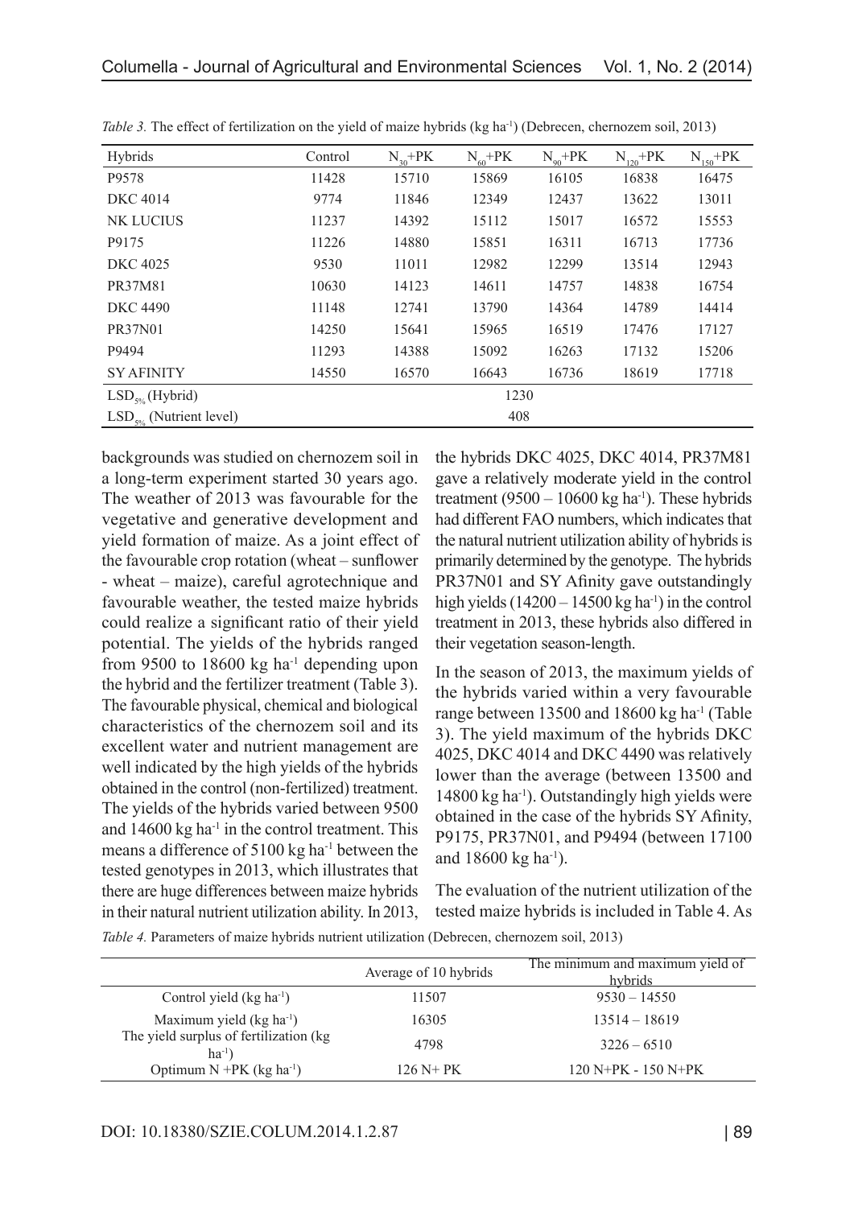*Table 3.* The effect of fertilization on the yield of maize hybrids (kg ha$^{-1}$) (Debrecen, chernozem soil, 2013)

| Hybrids | Control | $N_{30}$+PK | $N_{60}$+PK | $N_{90}$+PK | $N_{120}$+PK | $N_{150}$+PK |
|---|---|---|---|---|---|---|
| P9578 | 11428 | 15710 | 15869 | 16105 | 16838 | 16475 |
| DKC 4014 | 9774 | 11846 | 12349 | 12437 | 13622 | 13011 |
| NK LUCIUS | 11237 | 14392 | 15112 | 15017 | 16572 | 15553 |
| P9175 | 11226 | 14880 | 15851 | 16311 | 16713 | 17736 |
| DKC 4025 | 9530 | 11011 | 12982 | 12299 | 13514 | 12943 |
| PR37M81 | 10630 | 14123 | 14611 | 14757 | 14838 | 16754 |
| DKC 4490 | 11148 | 12741 | 13790 | 14364 | 14789 | 14414 |
| PR37N01 | 14250 | 15641 | 15965 | 16519 | 17476 | 17127 |
| P9494 | 11293 | 14388 | 15092 | 16263 | 17132 | 15206 |
| SY AFINITY | 14550 | 16570 | 16643 | 16736 | 18619 | 17718 |
| $LSD_{5\%}$ (Hybrid) | | | 1230 | | | |
| $LSD_{5\%}$ (Nutrient level) | | | 408 | | | |

backgrounds was studied on chernozem soil in a long-term experiment started 30 years ago. The weather of 2013 was favourable for the vegetative and generative development and yield formation of maize. As a joint effect of the favourable crop rotation (wheat – sunflower - wheat – maize), careful agrotechnique and favourable weather, the tested maize hybrids could realize a significant ratio of their yield potential. The yields of the hybrids ranged from 9500 to 18600 kg ha$^{-1}$ depending upon the hybrid and the fertilizer treatment (Table 3). The favourable physical, chemical and biological characteristics of the chernozem soil and its excellent water and nutrient management are well indicated by the high yields of the hybrids obtained in the control (non-fertilized) treatment. The yields of the hybrids varied between 9500 and 14600 kg ha$^{-1}$ in the control treatment. This means a difference of 5100 kg ha$^{-1}$ between the tested genotypes in 2013, which illustrates that there are huge differences between maize hybrids in their natural nutrient utilization ability. In 2013, the hybrids DKC 4025, DKC 4014, PR37M81 gave a relatively moderate yield in the control treatment (9500 – 10600 kg ha$^{-1}$). These hybrids had different FAO numbers, which indicates that the natural nutrient utilization ability of hybrids is primarily determined by the genotype. The hybrids PR37N01 and SY Afinity gave outstandingly high yields (14200 – 14500 kg ha$^{-1}$) in the control treatment in 2013, these hybrids also differed in their vegetation season-length.

In the season of 2013, the maximum yields of the hybrids varied within a very favourable range between 13500 and 18600 kg ha$^{-1}$ (Table 3). The yield maximum of the hybrids DKC 4025, DKC 4014 and DKC 4490 was relatively lower than the average (between 13500 and 14800 kg ha$^{-1}$). Outstandingly high yields were obtained in the case of the hybrids SY Afinity, P9175, PR37N01, and P9494 (between 17100 and 18600 kg ha$^{-1}$).

The evaluation of the nutrient utilization of the tested maize hybrids is included in Table 4. As

*Table 4.* Parameters of maize hybrids nutrient utilization (Debrecen, chernozem soil, 2013)

| | Average of 10 hybrids | The minimum and maximum yield of hybrids |
|---|---|---|
| Control yield (kg ha$^{-1}$) | 11507 | 9530 – 14550 |
| Maximum yield (kg ha$^{-1}$) | 16305 | 13514 – 18619 |
| The yield surplus of fertilization (kg ha$^{-1}$) | 4798 | 3226 – 6510 |
| Optimum N +PK (kg ha$^{-1}$) | 126 N+ PK | 120 N+PK - 150 N+PK |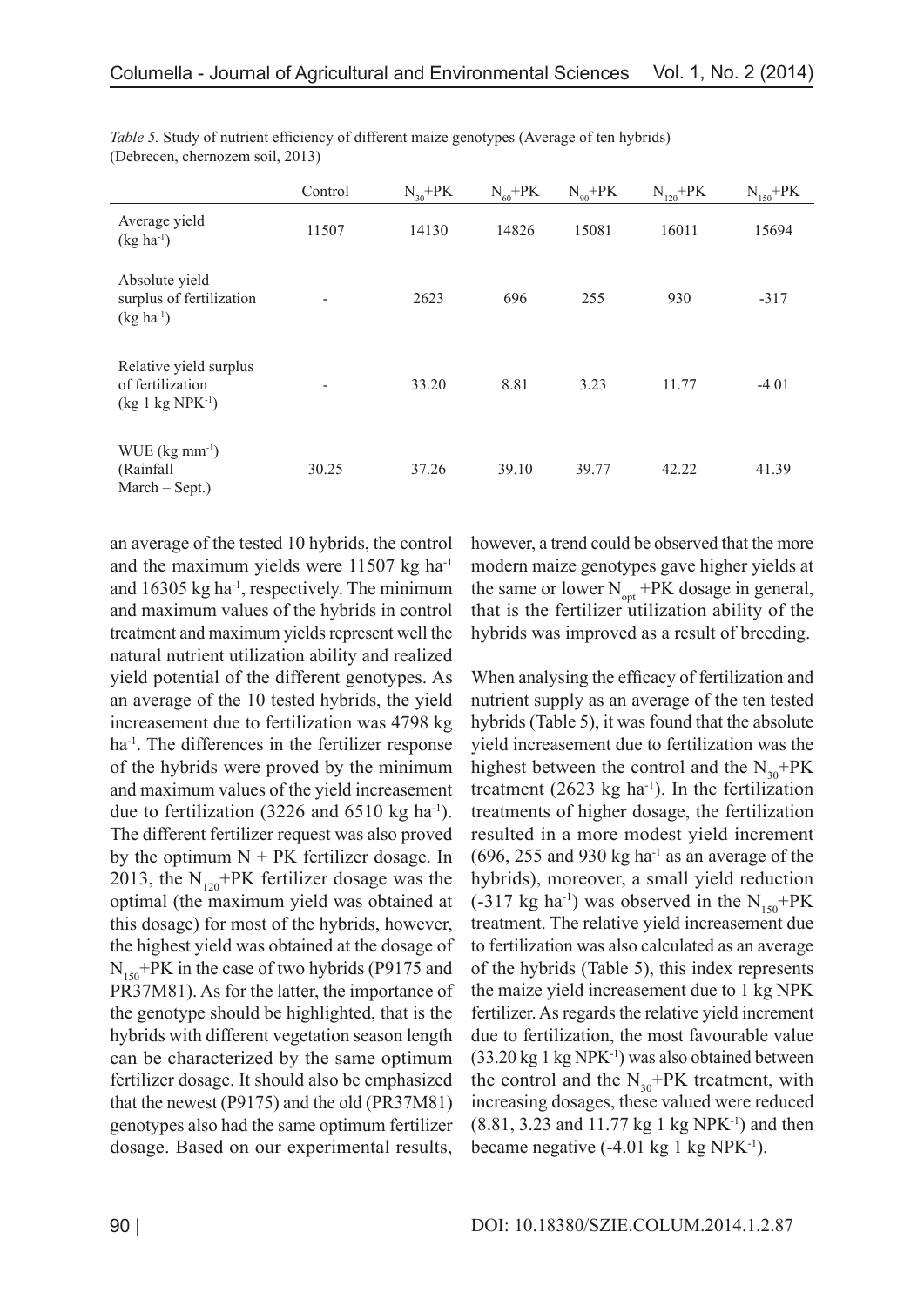*Table 5.* Study of nutrient efficiency of different maize genotypes (Average of ten hybrids) (Debrecen, chernozem soil, 2013)

| | Control | $N_{30}$+PK | $N_{60}$+PK | $N_{90}$+PK | $N_{120}$+PK | $N_{150}$+PK |
|---|---|---|---|---|---|---|
| Average yield ($kg\ ha^{-1}$) | 11507 | 14130 | 14826 | 15081 | 16011 | 15694 |
| Absolute yield surplus of fertilization ($kg\ ha^{-1}$) | - | 2623 | 696 | 255 | 930 | -317 |
| Relative yield surplus of fertilization ($kg\ 1\ kg\ NPK^{-1}$) | - | 33.20 | 8.81 | 3.23 | 11.77 | -4.01 |
| WUE ($kg\ mm^{-1}$) (Rainfall March – Sept.) | 30.25 | 37.26 | 39.10 | 39.77 | 42.22 | 41.39 |

an average of the tested 10 hybrids, the control and the maximum yields were 11507 kg $ha^{-1}$ and 16305 kg $ha^{-1}$, respectively. The minimum and maximum values of the hybrids in control treatment and maximum yields represent well the natural nutrient utilization ability and realized yield potential of the different genotypes. As an average of the 10 tested hybrids, the yield increasement due to fertilization was 4798 kg $ha^{-1}$. The differences in the fertilizer response of the hybrids were proved by the minimum and maximum values of the yield increasement due to fertilization (3226 and 6510 kg $ha^{-1}$). The different fertilizer request was also proved by the optimum N + PK fertilizer dosage. In 2013, the $N_{120}$+PK fertilizer dosage was the optimal (the maximum yield was obtained at this dosage) for most of the hybrids, however, the highest yield was obtained at the dosage of $N_{150}$+PK in the case of two hybrids (P9175 and PR37M81). As for the latter, the importance of the genotype should be highlighted, that is the hybrids with different vegetation season length can be characterized by the same optimum fertilizer dosage. It should also be emphasized that the newest (P9175) and the old (PR37M81) genotypes also had the same optimum fertilizer dosage. Based on our experimental results, however, a trend could be observed that the more modern maize genotypes gave higher yields at the same or lower $N_{opt}$ +PK dosage in general, that is the fertilizer utilization ability of the hybrids was improved as a result of breeding.

When analysing the efficacy of fertilization and nutrient supply as an average of the ten tested hybrids (Table 5), it was found that the absolute yield increasement due to fertilization was the highest between the control and the $N_{30}$+PK treatment (2623 kg $ha^{-1}$). In the fertilization treatments of higher dosage, the fertilization resulted in a more modest yield increment (696, 255 and 930 kg $ha^{-1}$ as an average of the hybrids), moreover, a small yield reduction (-317 kg $ha^{-1}$) was observed in the $N_{150}$+PK treatment. The relative yield increasement due to fertilization was also calculated as an average of the hybrids (Table 5), this index represents the maize yield increasement due to 1 kg NPK fertilizer. As regards the relative yield increment due to fertilization, the most favourable value (33.20 kg 1 kg $NPK^{-1}$) was also obtained between the control and the $N_{30}$+PK treatment, with increasing dosages, these valued were reduced (8.81, 3.23 and 11.77 kg 1 kg $NPK^{-1}$) and then became negative (-4.01 kg 1 kg $NPK^{-1}$).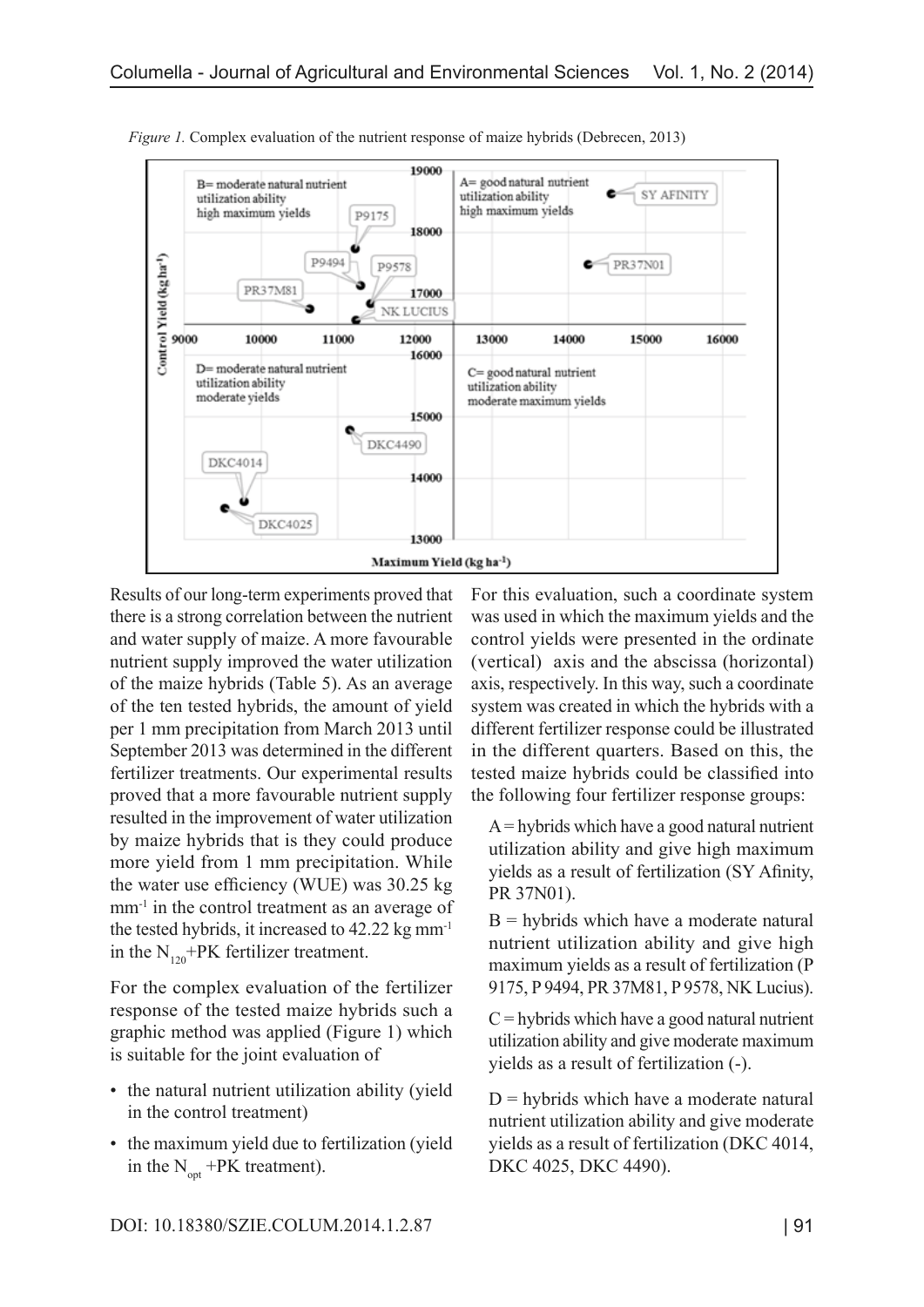*Figure 1.* Complex evaluation of the nutrient response of maize hybrids (Debrecen, 2013)

Results of our long-term experiments proved that there is a strong correlation between the nutrient and water supply of maize. A more favourable nutrient supply improved the water utilization of the maize hybrids (Table 5). As an average of the ten tested hybrids, the amount of yield per 1 mm precipitation from March 2013 until September 2013 was determined in the different fertilizer treatments. Our experimental results proved that a more favourable nutrient supply resulted in the improvement of water utilization by maize hybrids that is they could produce more yield from 1 mm precipitation. While the water use efficiency (WUE) was 30.25 kg $mm^{-1}$ in the control treatment as an average of the tested hybrids, it increased to 42.22 kg $mm^{-1}$ in the $N_{120}$+PK fertilizer treatment.

For the complex evaluation of the fertilizer response of the tested maize hybrids such a graphic method was applied (Figure 1) which is suitable for the joint evaluation of

- the natural nutrient utilization ability (yield in the control treatment)
- the maximum yield due to fertilization (yield in the $N_{opt}$ +PK treatment).

For this evaluation, such a coordinate system was used in which the maximum yields and the control yields were presented in the ordinate (vertical) axis and the abscissa (horizontal) axis, respectively. In this way, such a coordinate system was created in which the hybrids with a different fertilizer response could be illustrated in the different quarters. Based on this, the tested maize hybrids could be classified into the following four fertilizer response groups:

A = hybrids which have a good natural nutrient utilization ability and give high maximum yields as a result of fertilization (SY Afinity, PR 37N01).

B = hybrids which have a moderate natural nutrient utilization ability and give high maximum yields as a result of fertilization (P 9175, P 9494, PR 37M81, P 9578, NK Lucius).

C = hybrids which have a good natural nutrient utilization ability and give moderate maximum yields as a result of fertilization (-).

D = hybrids which have a moderate natural nutrient utilization ability and give moderate yields as a result of fertilization (DKC 4014, DKC 4025, DKC 4490).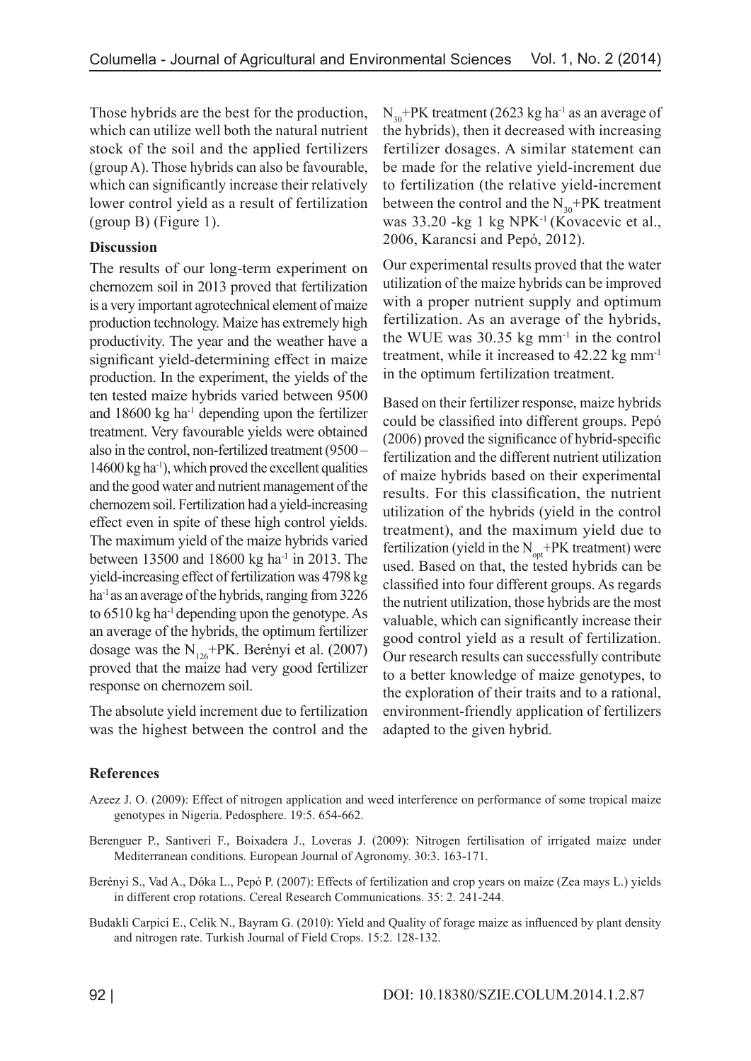Those hybrids are the best for the production, which can utilize well both the natural nutrient stock of the soil and the applied fertilizers (group A). Those hybrids can also be favourable, which can significantly increase their relatively lower control yield as a result of fertilization (group B) (Figure 1).

**Discussion**

The results of our long-term experiment on chernozem soil in 2013 proved that fertilization is a very important agrotechnical element of maize production technology. Maize has extremely high productivity. The year and the weather have a significant yield-determining effect in maize production. In the experiment, the yields of the ten tested maize hybrids varied between 9500 and 18600 kg ha$^{-1}$ depending upon the fertilizer treatment. Very favourable yields were obtained also in the control, non-fertilized treatment (9500 – 14600 kg ha$^{-1}$), which proved the excellent qualities and the good water and nutrient management of the chernozem soil. Fertilization had a yield-increasing effect even in spite of these high control yields. The maximum yield of the maize hybrids varied between 13500 and 18600 kg ha$^{-1}$ in 2013. The yield-increasing effect of fertilization was 4798 kg ha$^{-1}$ as an average of the hybrids, ranging from 3226 to 6510 kg ha$^{-1}$ depending upon the genotype. As an average of the hybrids, the optimum fertilizer dosage was the $N_{126}$+PK. Berényi et al. (2007) proved that the maize had very good fertilizer response on chernozem soil.

The absolute yield increment due to fertilization was the highest between the control and the $N_{30}$+PK treatment (2623 kg ha$^{-1}$ as an average of the hybrids), then it decreased with increasing fertilizer dosages. A similar statement can be made for the relative yield-increment due to fertilization (the relative yield-increment between the control and the $N_{30}$+PK treatment was 33.20 -kg 1 kg NPK$^{-1}$ (Kovacevic et al., 2006, Karancsi and Pepó, 2012).

Our experimental results proved that the water utilization of the maize hybrids can be improved with a proper nutrient supply and optimum fertilization. As an average of the hybrids, the WUE was 30.35 kg mm$^{-1}$ in the control treatment, while it increased to 42.22 kg mm$^{-1}$ in the optimum fertilization treatment.

Based on their fertilizer response, maize hybrids could be classified into different groups. Pepó (2006) proved the significance of hybrid-specific fertilization and the different nutrient utilization of maize hybrids based on their experimental results. For this classification, the nutrient utilization of the hybrids (yield in the control treatment), and the maximum yield due to fertilization (yield in the $N_{opt}$+PK treatment) were used. Based on that, the tested hybrids can be classified into four different groups. As regards the nutrient utilization, those hybrids are the most valuable, which can significantly increase their good control yield as a result of fertilization. Our research results can successfully contribute to a better knowledge of maize genotypes, to the exploration of their traits and to a rational, environment-friendly application of fertilizers adapted to the given hybrid.

## References

Azeez J. O. (2009): Effect of nitrogen application and weed interference on performance of some tropical maize genotypes in Nigeria. Pedosphere. 19:5. 654-662.

Berenguer P., Santiveri F., Boixadera J., Loveras J. (2009): Nitrogen fertilisation of irrigated maize under Mediterranean conditions. European Journal of Agronomy. 30:3. 163-171.

Berényi S., Vad A., Dóka L., Pepó P. (2007): Effects of fertilization and crop years on maize (Zea mays L.) yields in different crop rotations. Cereal Research Communications. 35: 2. 241-244.

Budakli Carpici E., Celik N., Bayram G. (2010): Yield and Quality of forage maize as influenced by plant density and nitrogen rate. Turkish Journal of Field Crops. 15:2. 128-132.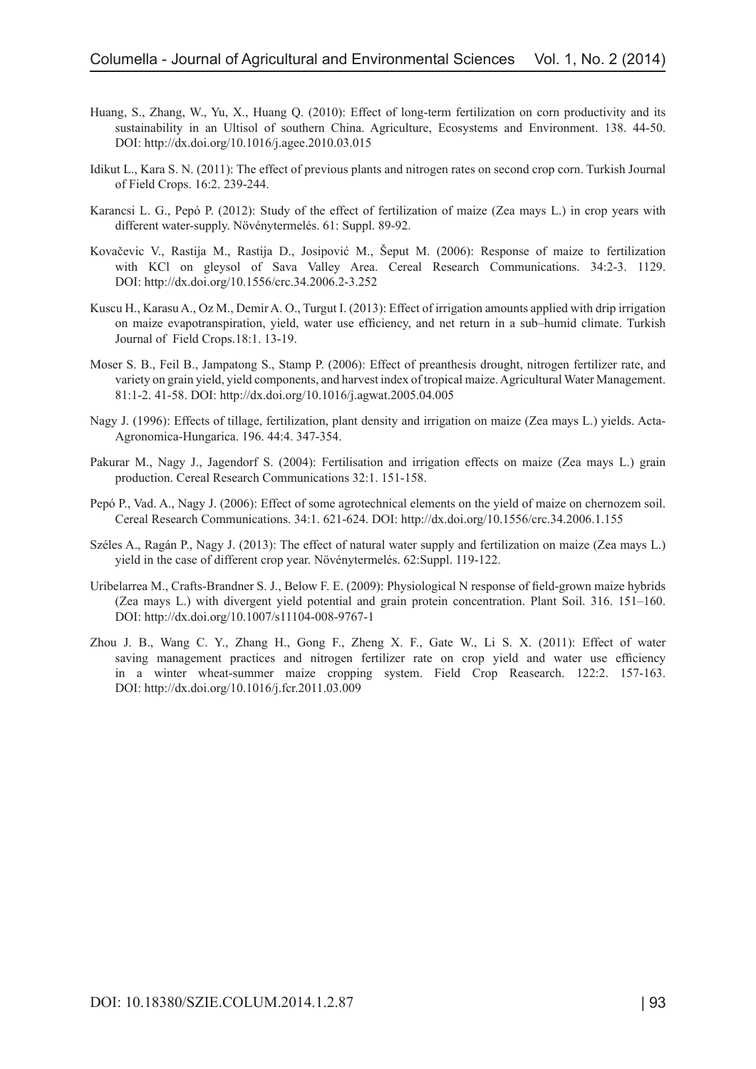Huang, S., Zhang, W., Yu, X., Huang Q. (2010): Effect of long-term fertilization on corn productivity and its sustainability in an Ultisol of southern China. Agriculture, Ecosystems and Environment. 138. 44-50. DOI: http://dx.doi.org/10.1016/j.agee.2010.03.015

Idikut L., Kara S. N. (2011): The effect of previous plants and nitrogen rates on second crop corn. Turkish Journal of Field Crops. 16:2. 239-244.

Karancsi L. G., Pepó P. (2012): Study of the effect of fertilization of maize (Zea mays L.) in crop years with different water-supply. Növénytermelés. 61: Suppl. 89-92.

Kovačevic V., Rastija M., Rastija D., Josipović M., Šeput M. (2006): Response of maize to fertilization with KCl on gleysol of Sava Valley Area. Cereal Research Communications. 34:2-3. 1129. DOI: http://dx.doi.org/10.1556/crc.34.2006.2-3.252

Kuscu H., Karasu A., Oz M., Demir A. O., Turgut I. (2013): Effect of irrigation amounts applied with drip irrigation on maize evapotranspiration, yield, water use efficiency, and net return in a sub–humid climate. Turkish Journal of Field Crops.18:1. 13-19.

Moser S. B., Feil B., Jampatong S., Stamp P. (2006): Effect of preanthesis drought, nitrogen fertilizer rate, and variety on grain yield, yield components, and harvest index of tropical maize. Agricultural Water Management. 81:1-2. 41-58. DOI: http://dx.doi.org/10.1016/j.agwat.2005.04.005

Nagy J. (1996): Effects of tillage, fertilization, plant density and irrigation on maize (Zea mays L.) yields. Acta-Agronomica-Hungarica. 196. 44:4. 347-354.

Pakurar M., Nagy J., Jagendorf S. (2004): Fertilisation and irrigation effects on maize (Zea mays L.) grain production. Cereal Research Communications 32:1. 151-158.

Pepó P., Vad. A., Nagy J. (2006): Effect of some agrotechnical elements on the yield of maize on chernozem soil. Cereal Research Communications. 34:1. 621-624. DOI: http://dx.doi.org/10.1556/crc.34.2006.1.155

Széles A., Ragán P., Nagy J. (2013): The effect of natural water supply and fertilization on maize (Zea mays L.) yield in the case of different crop year. Növénytermelés. 62:Suppl. 119-122.

Uribelarrea M., Crafts-Brandner S. J., Below F. E. (2009): Physiological N response of field-grown maize hybrids (Zea mays L.) with divergent yield potential and grain protein concentration. Plant Soil. 316. 151–160. DOI: http://dx.doi.org/10.1007/s11104-008-9767-1

Zhou J. B., Wang C. Y., Zhang H., Gong F., Zheng X. F., Gate W., Li S. X. (2011): Effect of water saving management practices and nitrogen fertilizer rate on crop yield and water use efficiency in a winter wheat-summer maize cropping system. Field Crop Reasearch. 122:2. 157-163. DOI: http://dx.doi.org/10.1016/j.fcr.2011.03.009